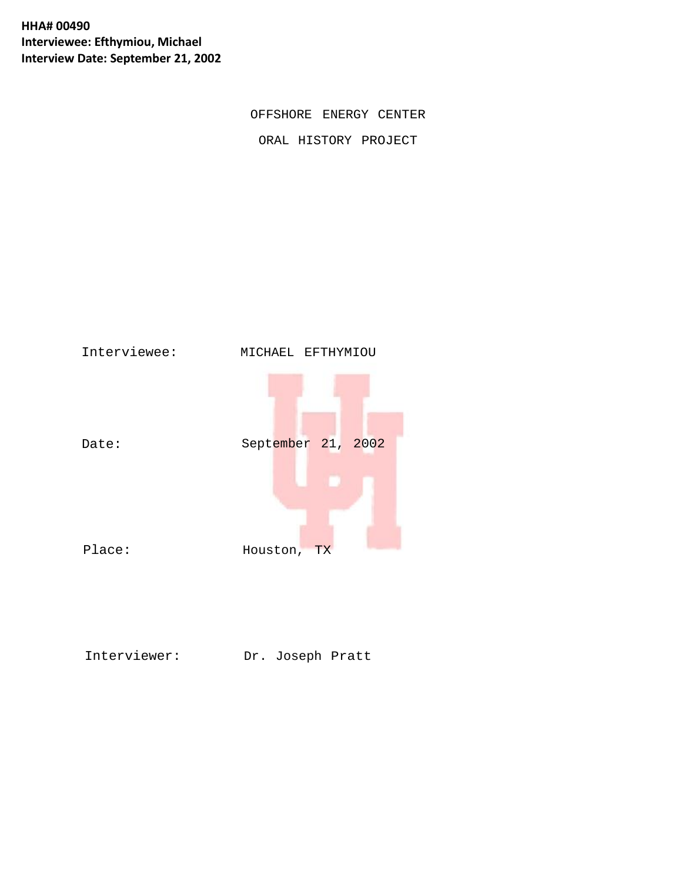**HHA# 00490**
**Interviewee: Efthymiou, Michael**
**Interview Date: September 21, 2002**

OFFSHORE ENERGY CENTER

ORAL HISTORY PROJECT

Interviewee: MICHAEL EFTHYMIOU

Date: September 21, 2002

Place: Houston, TX

Interviewer: Dr. Joseph Pratt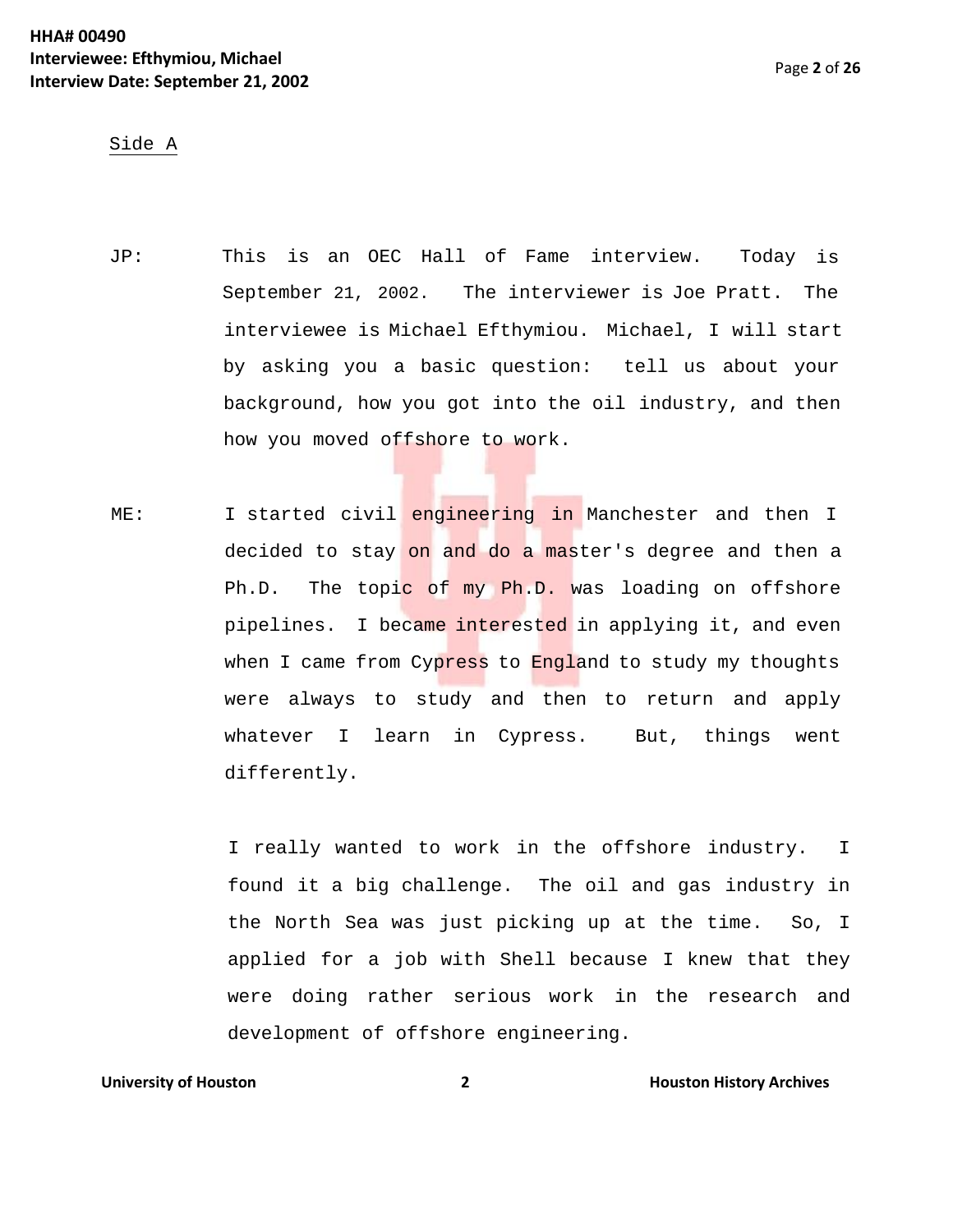Side A

JP: This is an OEC Hall of Fame interview. Today is September 21, 2002. The interviewer is Joe Pratt. The interviewee is Michael Efthymiou. Michael, I will start by asking you a basic question: tell us about your background, how you got into the oil industry, and then how you moved offshore to work.

ME: I started civil engineering in Manchester and then I decided to stay on and do a master's degree and then a Ph.D. The topic of my Ph.D. was loading on offshore pipelines. I became interested in applying it, and even when I came from Cypress to England to study my thoughts were always to study and then to return and apply whatever I learn in Cypress. But, things went differently.

I really wanted to work in the offshore industry. I found it a big challenge. The oil and gas industry in the North Sea was just picking up at the time. So, I applied for a job with Shell because I knew that they were doing rather serious work in the research and development of offshore engineering.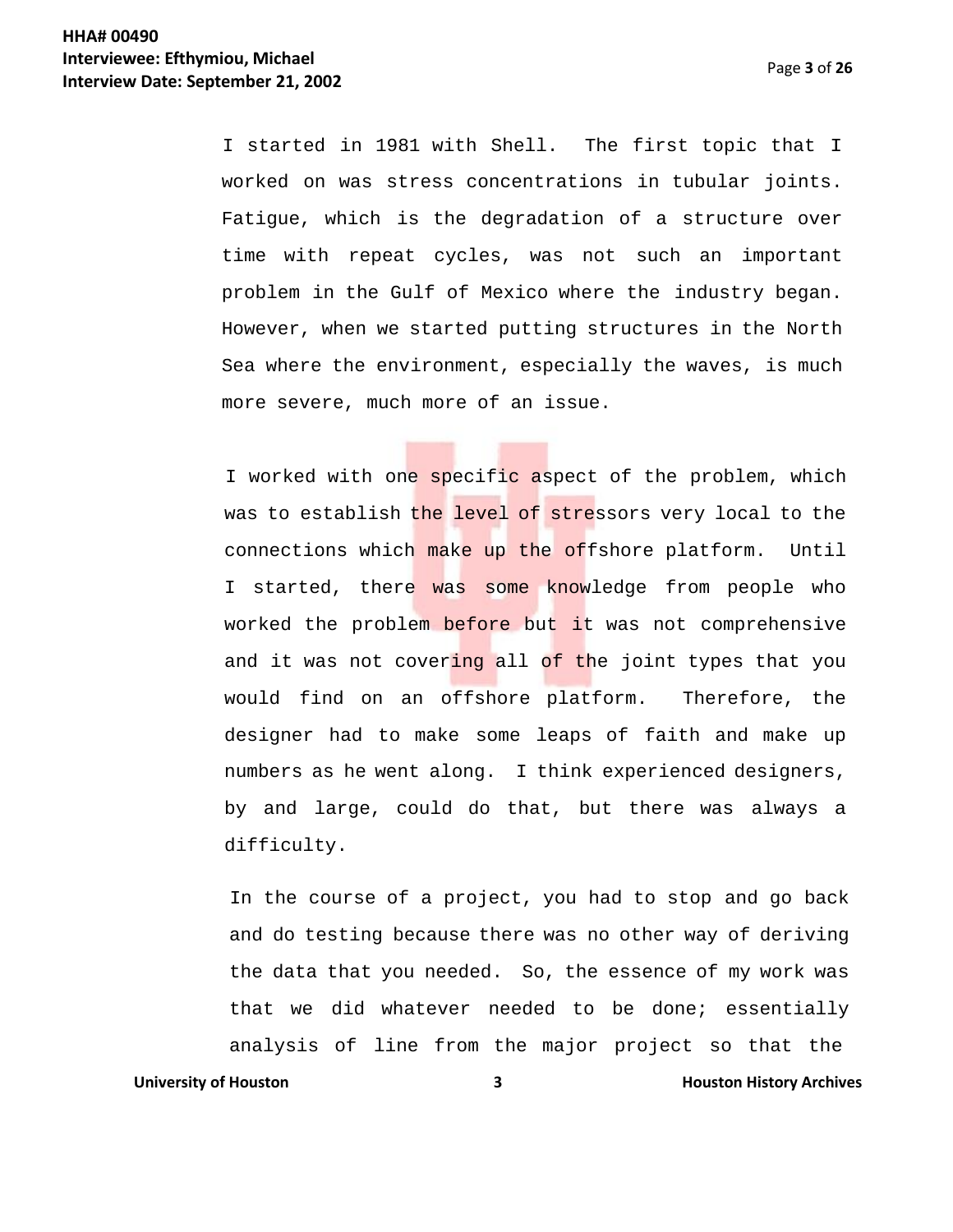I started in 1981 with Shell. The first topic that I worked on was stress concentrations in tubular joints. Fatigue, which is the degradation of a structure over time with repeat cycles, was not such an important problem in the Gulf of Mexico where the industry began. However, when we started putting structures in the North Sea where the environment, especially the waves, is much more severe, much more of an issue.

I worked with one specific aspect of the problem, which was to establish the level of stressors very local to the connections which make up the offshore platform. Until I started, there was some knowledge from people who worked the problem before but it was not comprehensive and it was not covering all of the joint types that you would find on an offshore platform. Therefore, the designer had to make some leaps of faith and make up numbers as he went along. I think experienced designers, by and large, could do that, but there was always a difficulty.

In the course of a project, you had to stop and go back and do testing because there was no other way of deriving the data that you needed. So, the essence of my work was that we did whatever needed to be done; essentially analysis of line from the major project so that the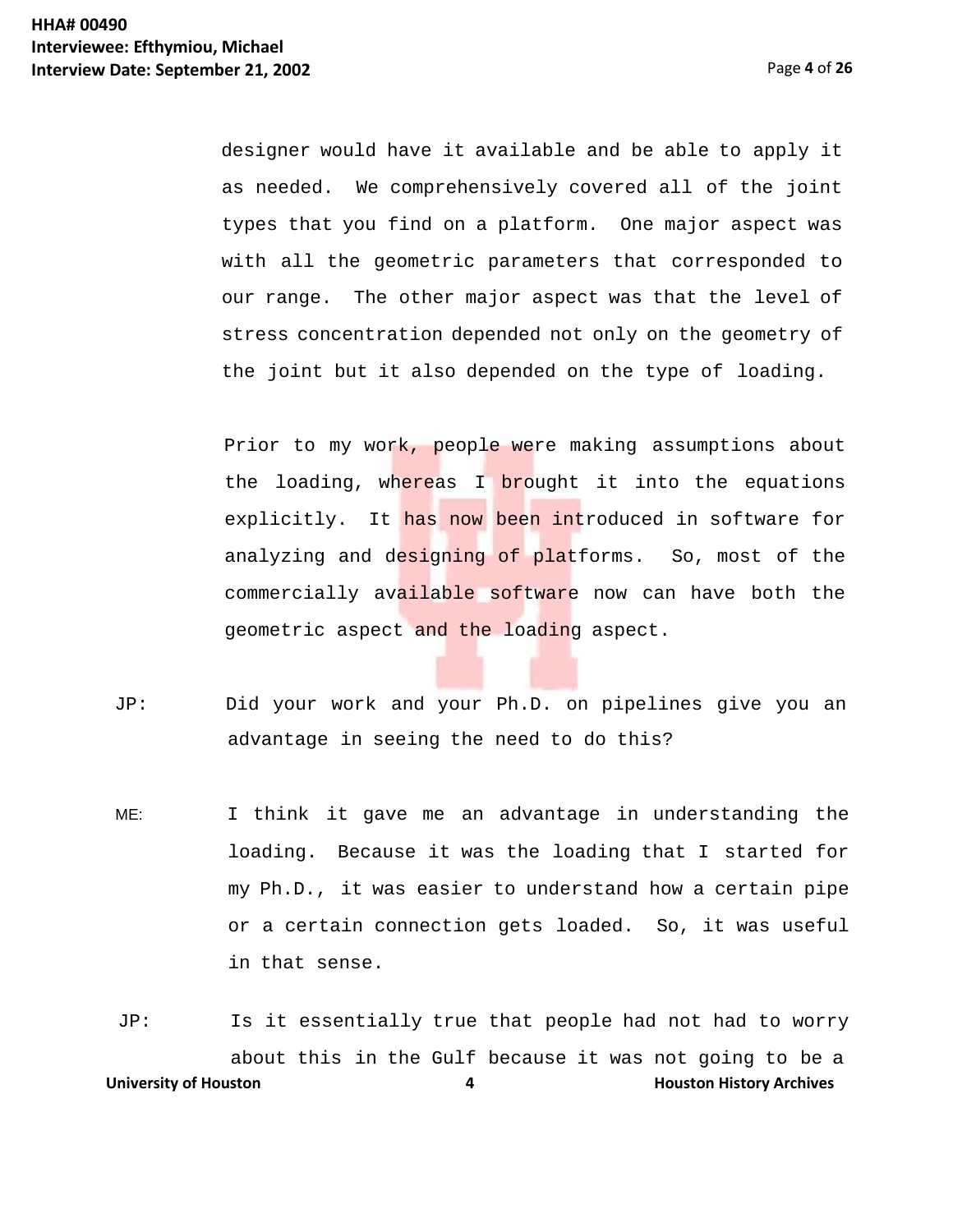designer would have it available and be able to apply it as needed. We comprehensively covered all of the joint types that you find on a platform. One major aspect was with all the geometric parameters that corresponded to our range. The other major aspect was that the level of stress concentration depended not only on the geometry of the joint but it also depended on the type of loading.

Prior to my work, people were making assumptions about the loading, whereas I brought it into the equations explicitly. It has now been introduced in software for analyzing and designing of platforms. So, most of the commercially available software now can have both the geometric aspect and the loading aspect.

JP: Did your work and your Ph.D. on pipelines give you an advantage in seeing the need to do this?

ME: I think it gave me an advantage in understanding the loading. Because it was the loading that I started for my Ph.D., it was easier to understand how a certain pipe or a certain connection gets loaded. So, it was useful in that sense.

JP: Is it essentially true that people had not had to worry about this in the Gulf because it was not going to be a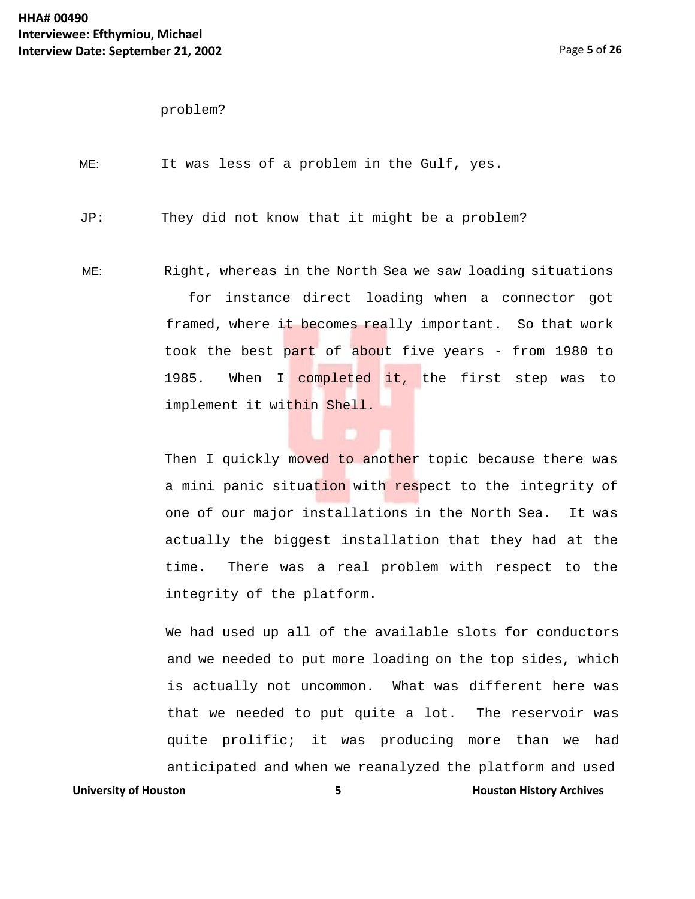problem?

ME: It was less of a problem in the Gulf, yes.

JP: They did not know that it might be a problem?

ME: Right, whereas in the North Sea we saw loading situations for instance direct loading when a connector got framed, where it becomes really important. So that work took the best part of about five years - from 1980 to 1985. When I completed it, the first step was to implement it within Shell.

Then I quickly moved to another topic because there was a mini panic situation with respect to the integrity of one of our major installations in the North Sea. It was actually the biggest installation that they had at the time. There was a real problem with respect to the integrity of the platform.

We had used up all of the available slots for conductors and we needed to put more loading on the top sides, which is actually not uncommon. What was different here was that we needed to put quite a lot. The reservoir was quite prolific; it was producing more than we had anticipated and when we reanalyzed the platform and used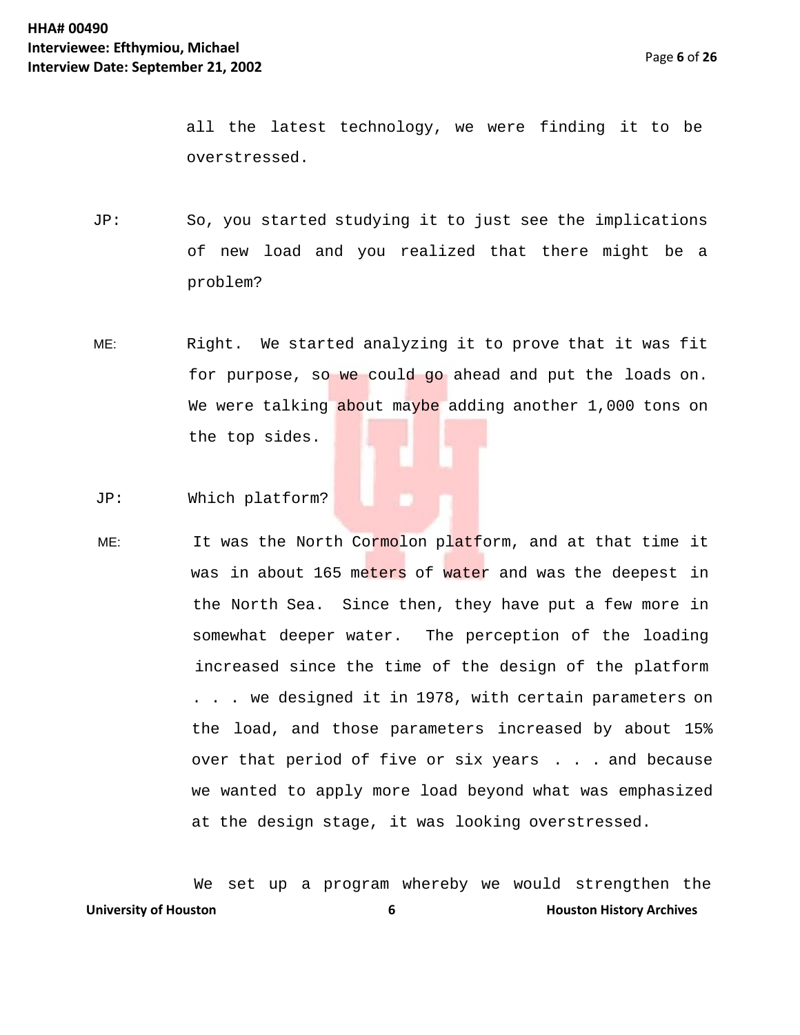all the latest technology, we were finding it to be overstressed.

JP: So, you started studying it to just see the implications of new load and you realized that there might be a problem?

ME: Right. We started analyzing it to prove that it was fit for purpose, so we could go ahead and put the loads on. We were talking about maybe adding another 1,000 tons on the top sides.

JP: Which platform?

ME: It was the North Cormolon platform, and at that time it was in about 165 meters of water and was the deepest in the North Sea. Since then, they have put a few more in somewhat deeper water. The perception of the loading increased since the time of the design of the platform . . . we designed it in 1978, with certain parameters on the load, and those parameters increased by about 15% over that period of five or six years . . . and because we wanted to apply more load beyond what was emphasized at the design stage, it was looking overstressed.

We set up a program whereby we would strengthen the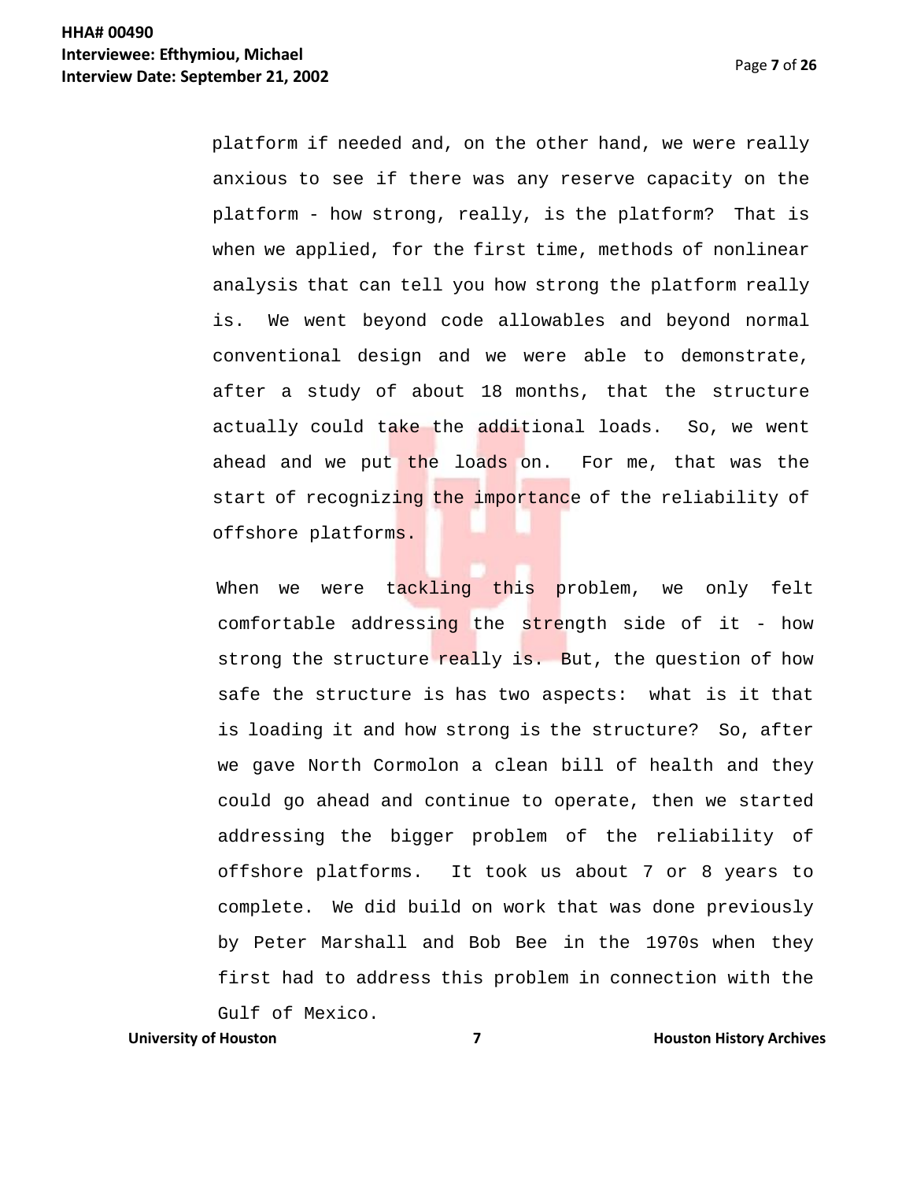platform if needed and, on the other hand, we were really anxious to see if there was any reserve capacity on the platform - how strong, really, is the platform? That is when we applied, for the first time, methods of nonlinear analysis that can tell you how strong the platform really is. We went beyond code allowables and beyond normal conventional design and we were able to demonstrate, after a study of about 18 months, that the structure actually could take the additional loads. So, we went ahead and we put the loads on. For me, that was the start of recognizing the importance of the reliability of offshore platforms.

When we were tackling this problem, we only felt comfortable addressing the strength side of it - how strong the structure really is. But, the question of how safe the structure is has two aspects: what is it that is loading it and how strong is the structure? So, after we gave North Cormolon a clean bill of health and they could go ahead and continue to operate, then we started addressing the bigger problem of the reliability of offshore platforms. It took us about 7 or 8 years to complete. We did build on work that was done previously by Peter Marshall and Bob Bee in the 1970s when they first had to address this problem in connection with the Gulf of Mexico.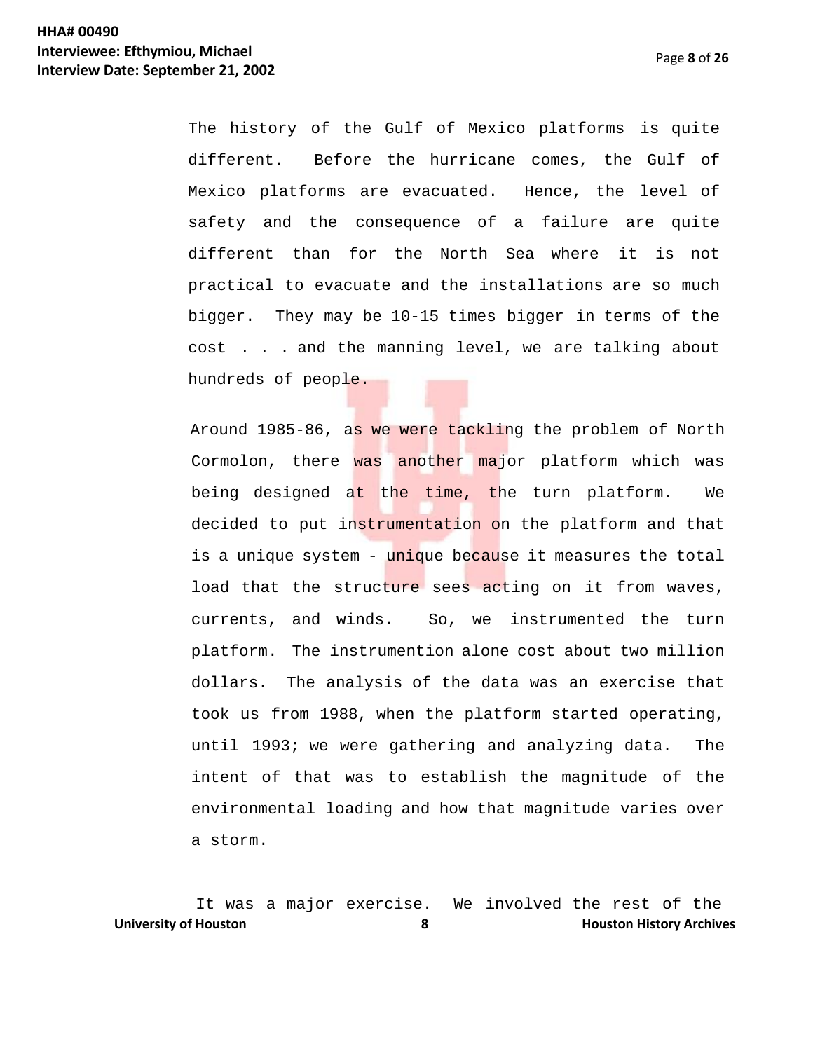The history of the Gulf of Mexico platforms is quite different. Before the hurricane comes, the Gulf of Mexico platforms are evacuated. Hence, the level of safety and the consequence of a failure are quite different than for the North Sea where it is not practical to evacuate and the installations are so much bigger. They may be 10-15 times bigger in terms of the cost . . . and the manning level, we are talking about hundreds of people.

Around 1985-86, as we were tackling the problem of North Cormolon, there was another major platform which was being designed at the time, the turn platform. We decided to put instrumentation on the platform and that is a unique system - unique because it measures the total load that the structure sees acting on it from waves, currents, and winds. So, we instrumented the turn platform. The instrumention alone cost about two million dollars. The analysis of the data was an exercise that took us from 1988, when the platform started operating, until 1993; we were gathering and analyzing data. The intent of that was to establish the magnitude of the environmental loading and how that magnitude varies over a storm.

It was a major exercise. We involved the rest of the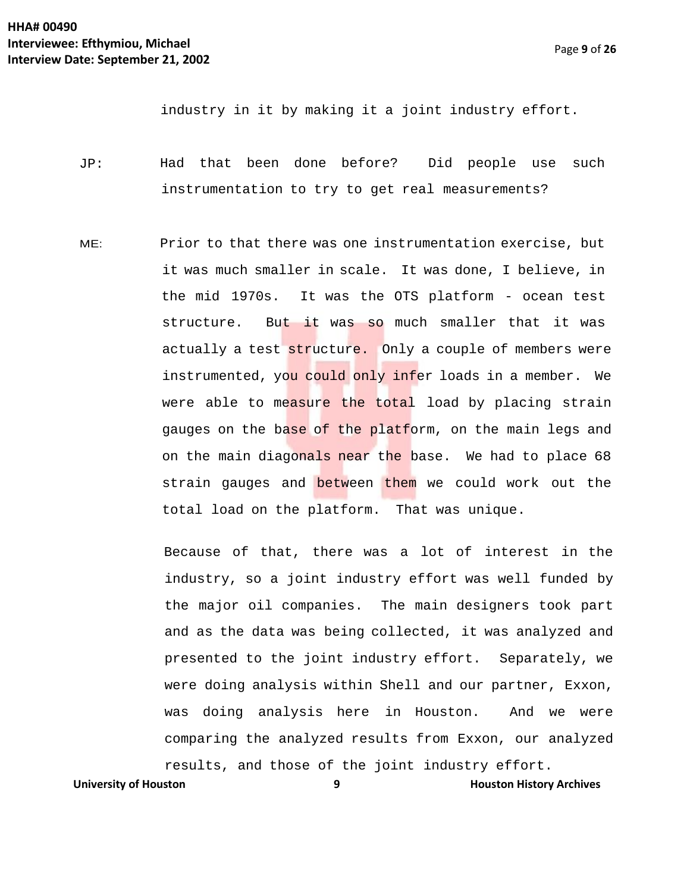industry in it by making it a joint industry effort.

JP: Had that been done before? Did people use such instrumentation to try to get real measurements?

ME: Prior to that there was one instrumentation exercise, but it was much smaller in scale. It was done, I believe, in the mid 1970s. It was the OTS platform - ocean test structure. But it was so much smaller that it was actually a test structure. Only a couple of members were instrumented, you could only infer loads in a member. We were able to measure the total load by placing strain gauges on the base of the platform, on the main legs and on the main diagonals near the base. We had to place 68 strain gauges and between them we could work out the total load on the platform. That was unique.

Because of that, there was a lot of interest in the industry, so a joint industry effort was well funded by the major oil companies. The main designers took part and as the data was being collected, it was analyzed and presented to the joint industry effort. Separately, we were doing analysis within Shell and our partner, Exxon, was doing analysis here in Houston. And we were comparing the analyzed results from Exxon, our analyzed results, and those of the joint industry effort.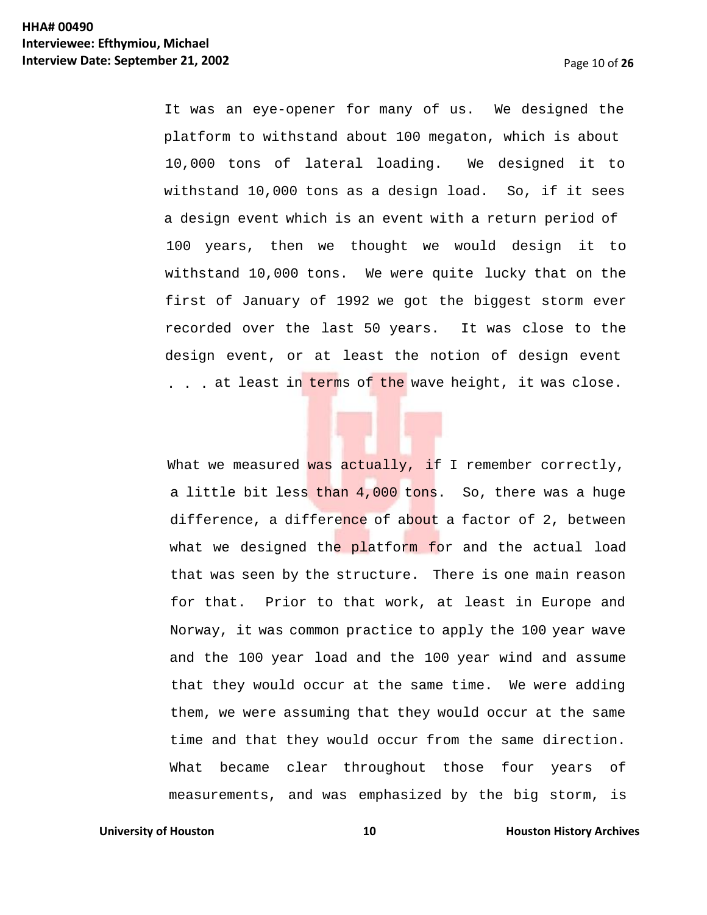It was an eye-opener for many of us. We designed the platform to withstand about 100 megaton, which is about 10,000 tons of lateral loading. We designed it to withstand 10,000 tons as a design load. So, if it sees a design event which is an event with a return period of 100 years, then we thought we would design it to withstand 10,000 tons. We were quite lucky that on the first of January of 1992 we got the biggest storm ever recorded over the last 50 years. It was close to the design event, or at least the notion of design event . . . at least in terms of the wave height, it was close.

What we measured was actually, if I remember correctly, a little bit less than 4,000 tons. So, there was a huge difference, a difference of about a factor of 2, between what we designed the platform for and the actual load that was seen by the structure. There is one main reason for that. Prior to that work, at least in Europe and Norway, it was common practice to apply the 100 year wave and the 100 year load and the 100 year wind and assume that they would occur at the same time. We were adding them, we were assuming that they would occur at the same time and that they would occur from the same direction. What became clear throughout those four years of measurements, and was emphasized by the big storm, is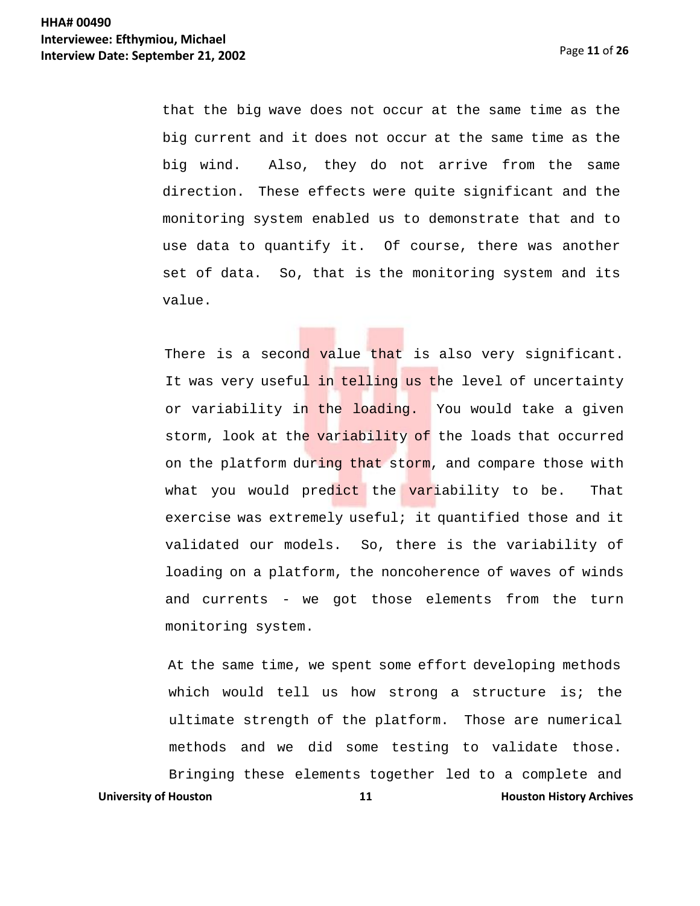that the big wave does not occur at the same time as the big current and it does not occur at the same time as the big wind. Also, they do not arrive from the same direction. These effects were quite significant and the monitoring system enabled us to demonstrate that and to use data to quantify it. Of course, there was another set of data. So, that is the monitoring system and its value.

There is a second value that is also very significant. It was very useful in telling us the level of uncertainty or variability in the loading. You would take a given storm, look at the variability of the loads that occurred on the platform during that storm, and compare those with what you would predict the variability to be. That exercise was extremely useful; it quantified those and it validated our models. So, there is the variability of loading on a platform, the noncoherence of waves of winds and currents - we got those elements from the turn monitoring system.

At the same time, we spent some effort developing methods which would tell us how strong a structure is; the ultimate strength of the platform. Those are numerical methods and we did some testing to validate those. Bringing these elements together led to a complete and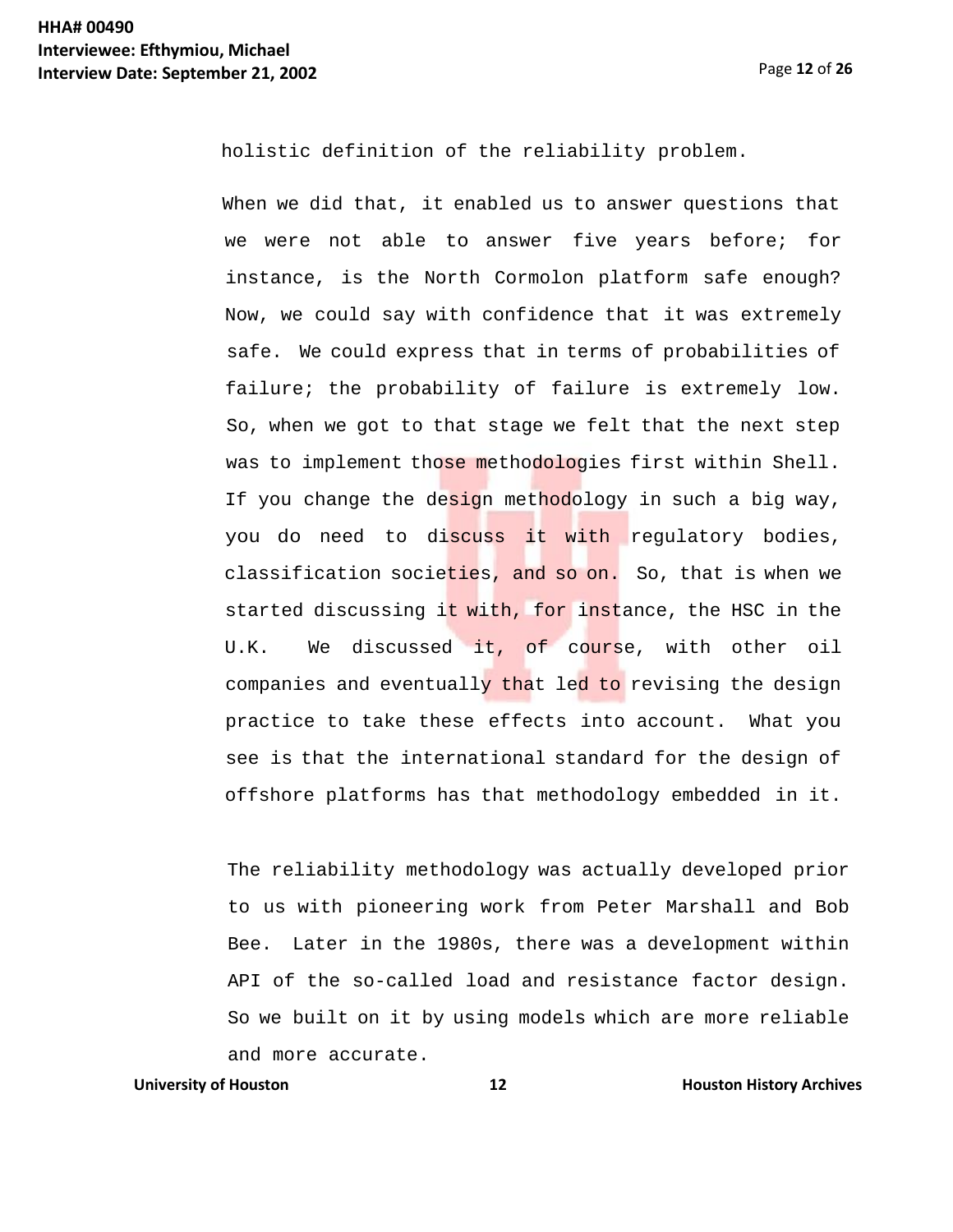holistic definition of the reliability problem.

When we did that, it enabled us to answer questions that we were not able to answer five years before; for instance, is the North Cormolon platform safe enough? Now, we could say with confidence that it was extremely safe. We could express that in terms of probabilities of failure; the probability of failure is extremely low. So, when we got to that stage we felt that the next step was to implement those methodologies first within Shell. If you change the design methodology in such a big way, you do need to discuss it with regulatory bodies, classification societies, and so on. So, that is when we started discussing it with, for instance, the HSC in the U.K. We discussed it, of course, with other oil companies and eventually that led to revising the design practice to take these effects into account. What you see is that the international standard for the design of offshore platforms has that methodology embedded in it.

The reliability methodology was actually developed prior to us with pioneering work from Peter Marshall and Bob Bee. Later in the 1980s, there was a development within API of the so-called load and resistance factor design. So we built on it by using models which are more reliable and more accurate.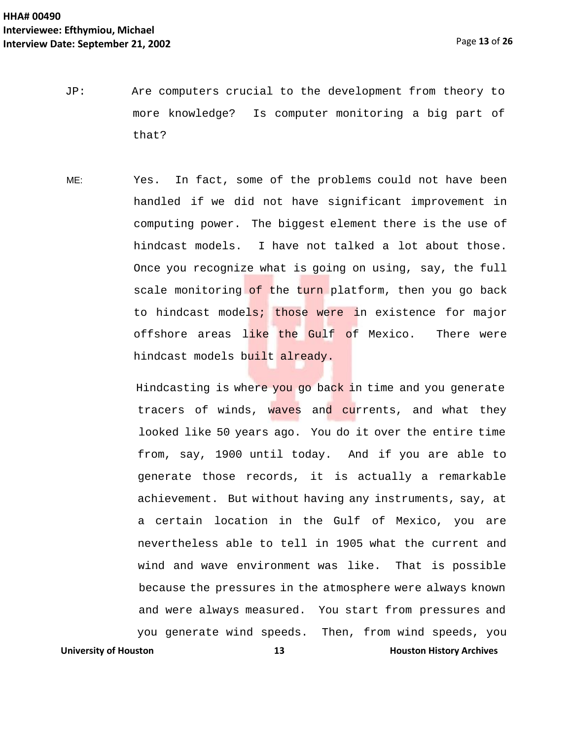JP: Are computers crucial to the development from theory to more knowledge? Is computer monitoring a big part of that?

ME: Yes. In fact, some of the problems could not have been handled if we did not have significant improvement in computing power. The biggest element there is the use of hindcast models. I have not talked a lot about those. Once you recognize what is going on using, say, the full scale monitoring of the turn platform, then you go back to hindcast models; those were in existence for major offshore areas like the Gulf of Mexico. There were hindcast models built already.

Hindcasting is where you go back in time and you generate tracers of winds, waves and currents, and what they looked like 50 years ago. You do it over the entire time from, say, 1900 until today. And if you are able to generate those records, it is actually a remarkable achievement. But without having any instruments, say, at a certain location in the Gulf of Mexico, you are nevertheless able to tell in 1905 what the current and wind and wave environment was like. That is possible because the pressures in the atmosphere were always known and were always measured. You start from pressures and you generate wind speeds. Then, from wind speeds, you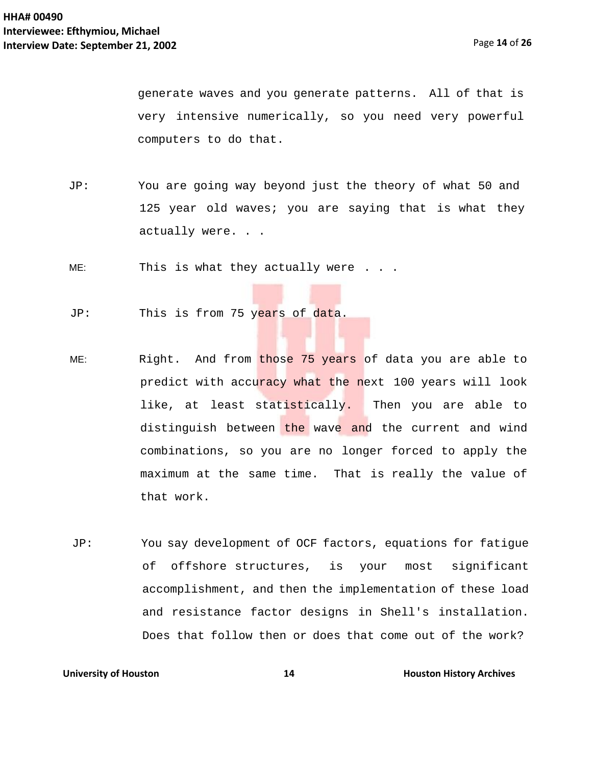generate waves and you generate patterns. All of that is very intensive numerically, so you need very powerful computers to do that.

JP: You are going way beyond just the theory of what 50 and 125 year old waves; you are saying that is what they actually were. . .

ME: This is what they actually were . . .

JP: This is from 75 years of data.

ME: Right. And from those 75 years of data you are able to predict with accuracy what the next 100 years will look like, at least statistically. Then you are able to distinguish between the wave and the current and wind combinations, so you are no longer forced to apply the maximum at the same time. That is really the value of that work.

JP: You say development of OCF factors, equations for fatigue of offshore structures, is your most significant accomplishment, and then the implementation of these load and resistance factor designs in Shell's installation. Does that follow then or does that come out of the work?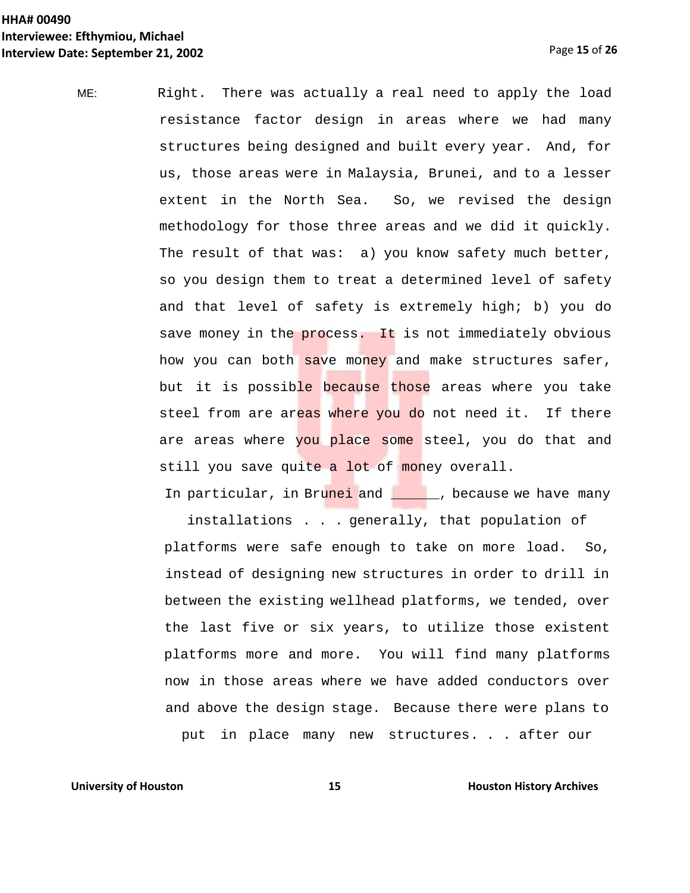ME: Right. There was actually a real need to apply the load resistance factor design in areas where we had many structures being designed and built every year. And, for us, those areas were in Malaysia, Brunei, and to a lesser extent in the North Sea. So, we revised the design methodology for those three areas and we did it quickly. The result of that was: a) you know safety much better, so you design them to treat a determined level of safety and that level of safety is extremely high; b) you do save money in the process. It is not immediately obvious how you can both save money and make structures safer, but it is possible because those areas where you take steel from are areas where you do not need it. If there are areas where you place some steel, you do that and still you save quite a lot of money overall.

In particular, in Brunei and ______, because we have many installations . . . generally, that population of platforms were safe enough to take on more load. So, instead of designing new structures in order to drill in between the existing wellhead platforms, we tended, over the last five or six years, to utilize those existent platforms more and more. You will find many platforms now in those areas where we have added conductors over and above the design stage. Because there were plans to put in place many new structures. . . after our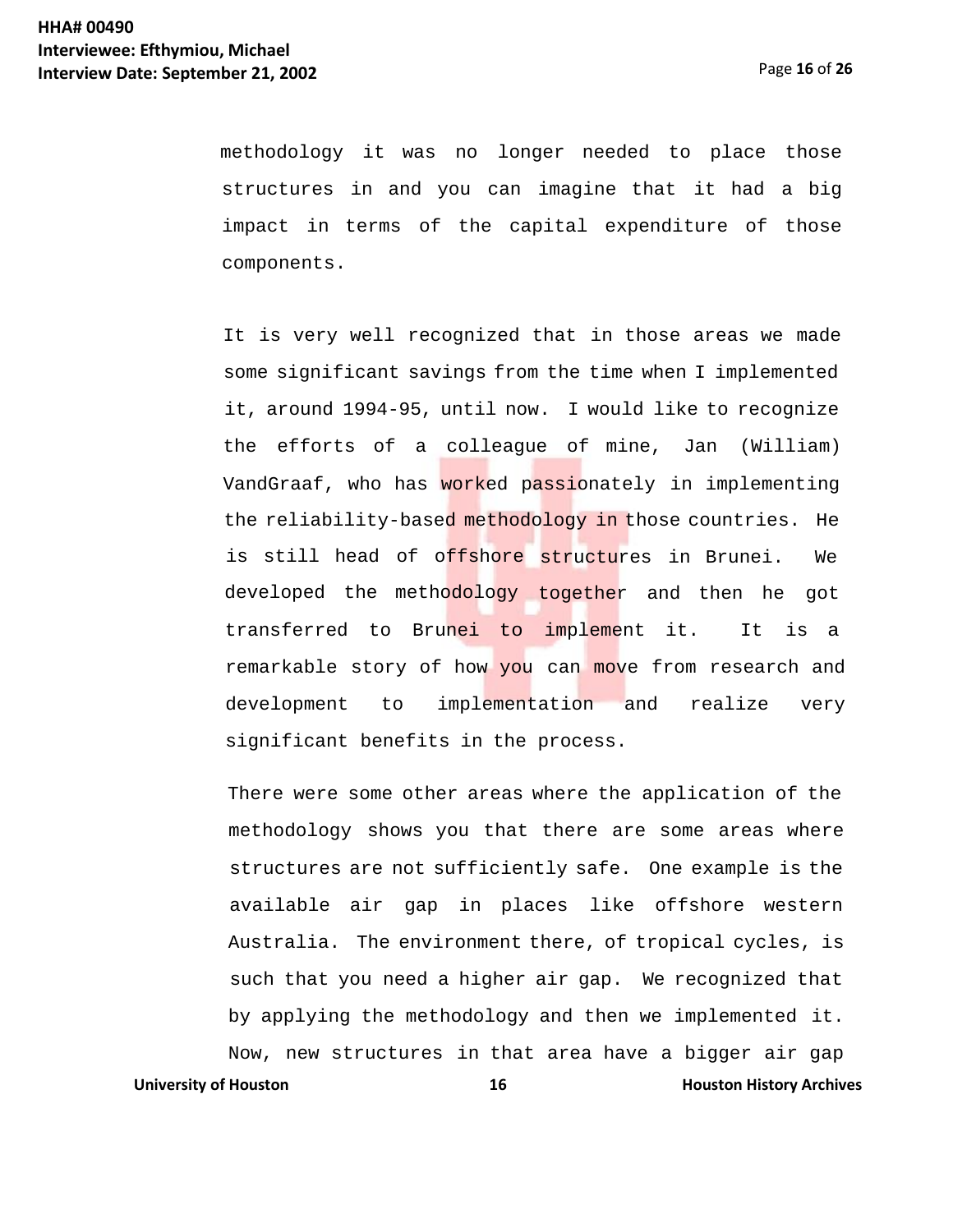methodology it was no longer needed to place those structures in and you can imagine that it had a big impact in terms of the capital expenditure of those components.

It is very well recognized that in those areas we made some significant savings from the time when I implemented it, around 1994-95, until now. I would like to recognize the efforts of a colleague of mine, Jan (William) VandGraaf, who has worked passionately in implementing the reliability-based methodology in those countries. He is still head of offshore structures in Brunei. We developed the methodology together and then he got transferred to Brunei to implement it. It is a remarkable story of how you can move from research and development to implementation and realize very significant benefits in the process.

There were some other areas where the application of the methodology shows you that there are some areas where structures are not sufficiently safe. One example is the available air gap in places like offshore western Australia. The environment there, of tropical cycles, is such that you need a higher air gap. We recognized that by applying the methodology and then we implemented it. Now, new structures in that area have a bigger air gap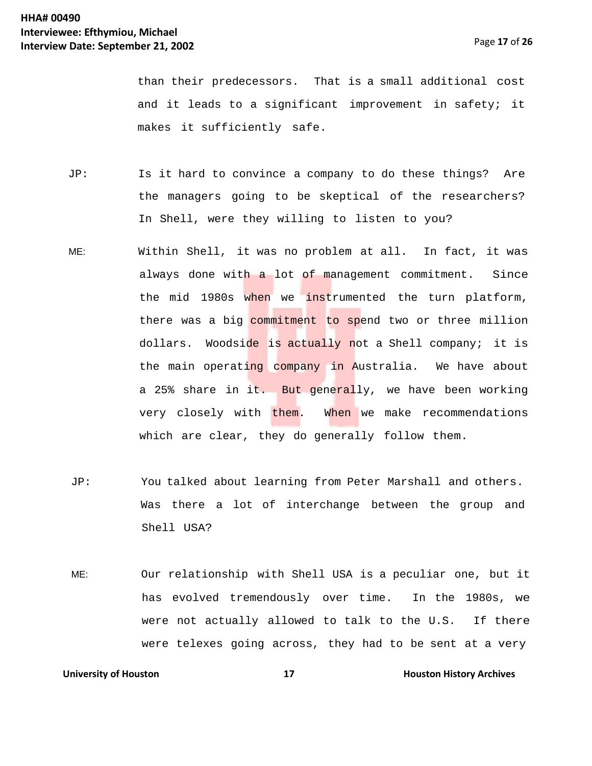than their predecessors. That is a small additional cost and it leads to a significant improvement in safety; it makes it sufficiently safe.

JP: Is it hard to convince a company to do these things? Are the managers going to be skeptical of the researchers? In Shell, were they willing to listen to you?

ME: Within Shell, it was no problem at all. In fact, it was always done with a lot of management commitment. Since the mid 1980s when we instrumented the turn platform, there was a big commitment to spend two or three million dollars. Woodside is actually not a Shell company; it is the main operating company in Australia. We have about a 25% share in it. But generally, we have been working very closely with them. When we make recommendations which are clear, they do generally follow them.

JP: You talked about learning from Peter Marshall and others. Was there a lot of interchange between the group and Shell USA?

ME: Our relationship with Shell USA is a peculiar one, but it has evolved tremendously over time. In the 1980s, we were not actually allowed to talk to the U.S. If there were telexes going across, they had to be sent at a very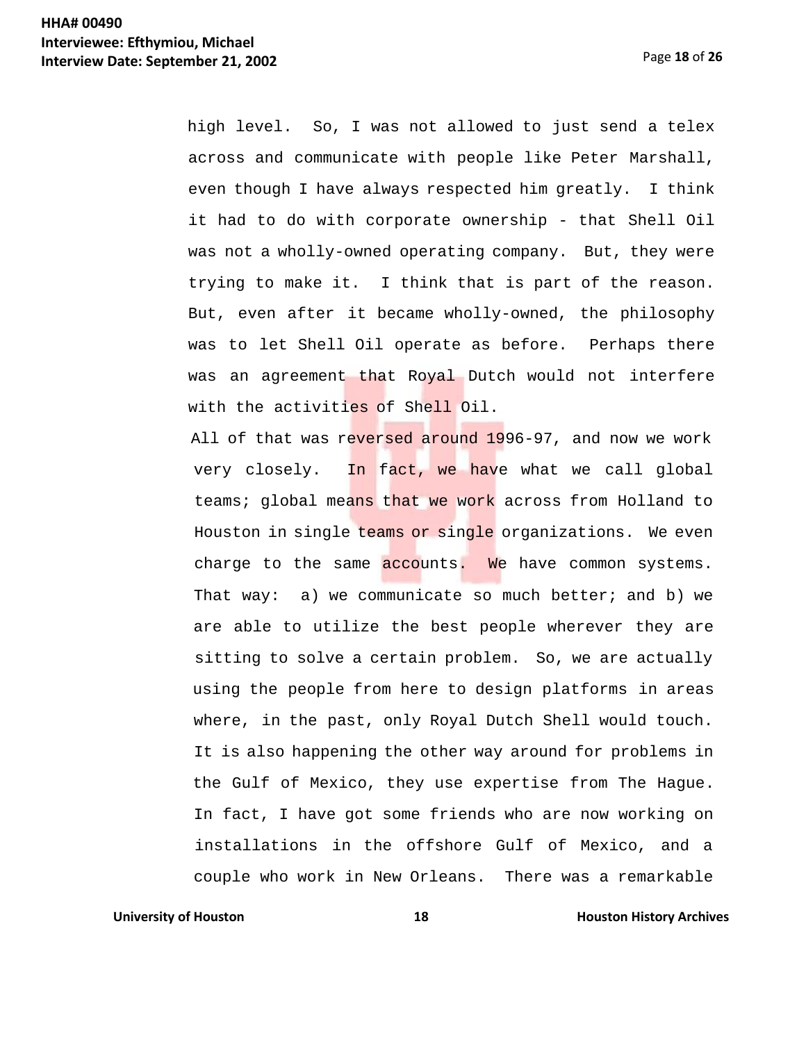high level. So, I was not allowed to just send a telex across and communicate with people like Peter Marshall, even though I have always respected him greatly. I think it had to do with corporate ownership - that Shell Oil was not a wholly-owned operating company. But, they were trying to make it. I think that is part of the reason. But, even after it became wholly-owned, the philosophy was to let Shell Oil operate as before. Perhaps there was an agreement that Royal Dutch would not interfere with the activities of Shell Oil.

All of that was reversed around 1996-97, and now we work very closely. In fact, we have what we call global teams; global means that we work across from Holland to Houston in single teams or single organizations. We even charge to the same accounts. We have common systems. That way: a) we communicate so much better; and b) we are able to utilize the best people wherever they are sitting to solve a certain problem. So, we are actually using the people from here to design platforms in areas where, in the past, only Royal Dutch Shell would touch. It is also happening the other way around for problems in the Gulf of Mexico, they use expertise from The Hague. In fact, I have got some friends who are now working on installations in the offshore Gulf of Mexico, and a couple who work in New Orleans. There was a remarkable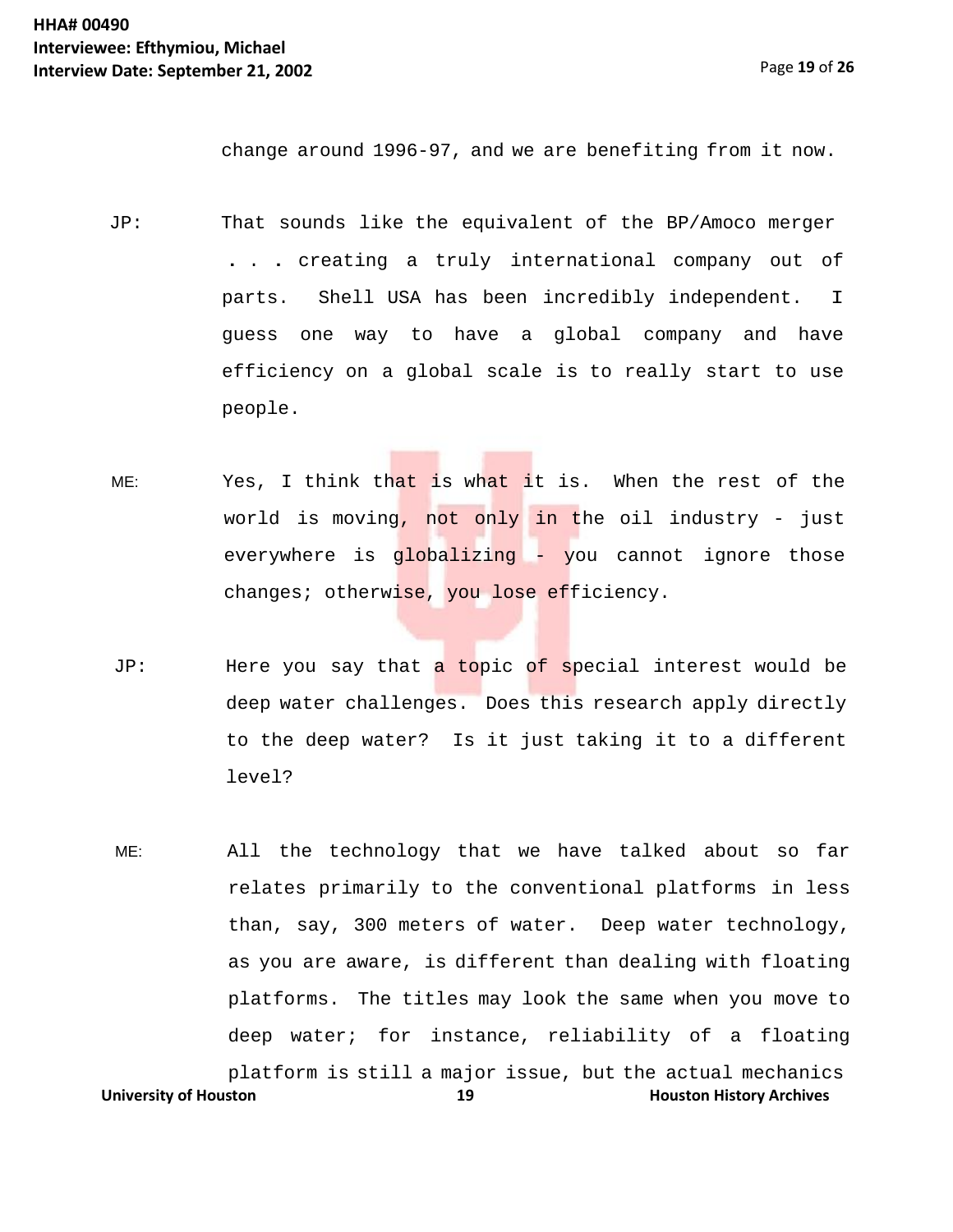change around 1996-97, and we are benefiting from it now.

JP: That sounds like the equivalent of the BP/Amoco merger . . . creating a truly international company out of parts. Shell USA has been incredibly independent. I guess one way to have a global company and have efficiency on a global scale is to really start to use people.

ME: Yes, I think that is what it is. When the rest of the world is moving, not only in the oil industry - just everywhere is globalizing - you cannot ignore those changes; otherwise, you lose efficiency.

JP: Here you say that a topic of special interest would be deep water challenges. Does this research apply directly to the deep water? Is it just taking it to a different level?

ME: All the technology that we have talked about so far relates primarily to the conventional platforms in less than, say, 300 meters of water. Deep water technology, as you are aware, is different than dealing with floating platforms. The titles may look the same when you move to deep water; for instance, reliability of a floating platform is still a major issue, but the actual mechanics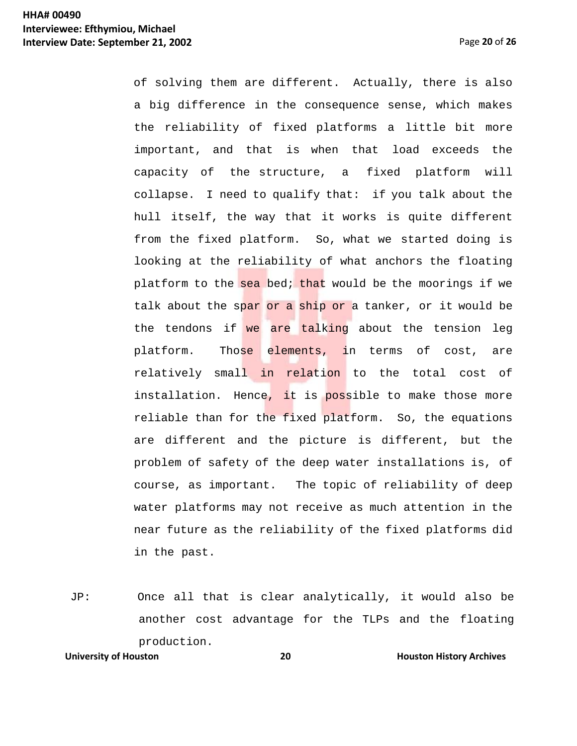of solving them are different. Actually, there is also a big difference in the consequence sense, which makes the reliability of fixed platforms a little bit more important, and that is when that load exceeds the capacity of the structure, a fixed platform will collapse. I need to qualify that: if you talk about the hull itself, the way that it works is quite different from the fixed platform. So, what we started doing is looking at the reliability of what anchors the floating platform to the sea bed; that would be the moorings if we talk about the spar or a ship or a tanker, or it would be the tendons if we are talking about the tension leg platform. Those elements, in terms of cost, are relatively small in relation to the total cost of installation. Hence, it is possible to make those more reliable than for the fixed platform. So, the equations are different and the picture is different, but the problem of safety of the deep water installations is, of course, as important. The topic of reliability of deep water platforms may not receive as much attention in the near future as the reliability of the fixed platforms did in the past.

JP: Once all that is clear analytically, it would also be another cost advantage for the TLPs and the floating production.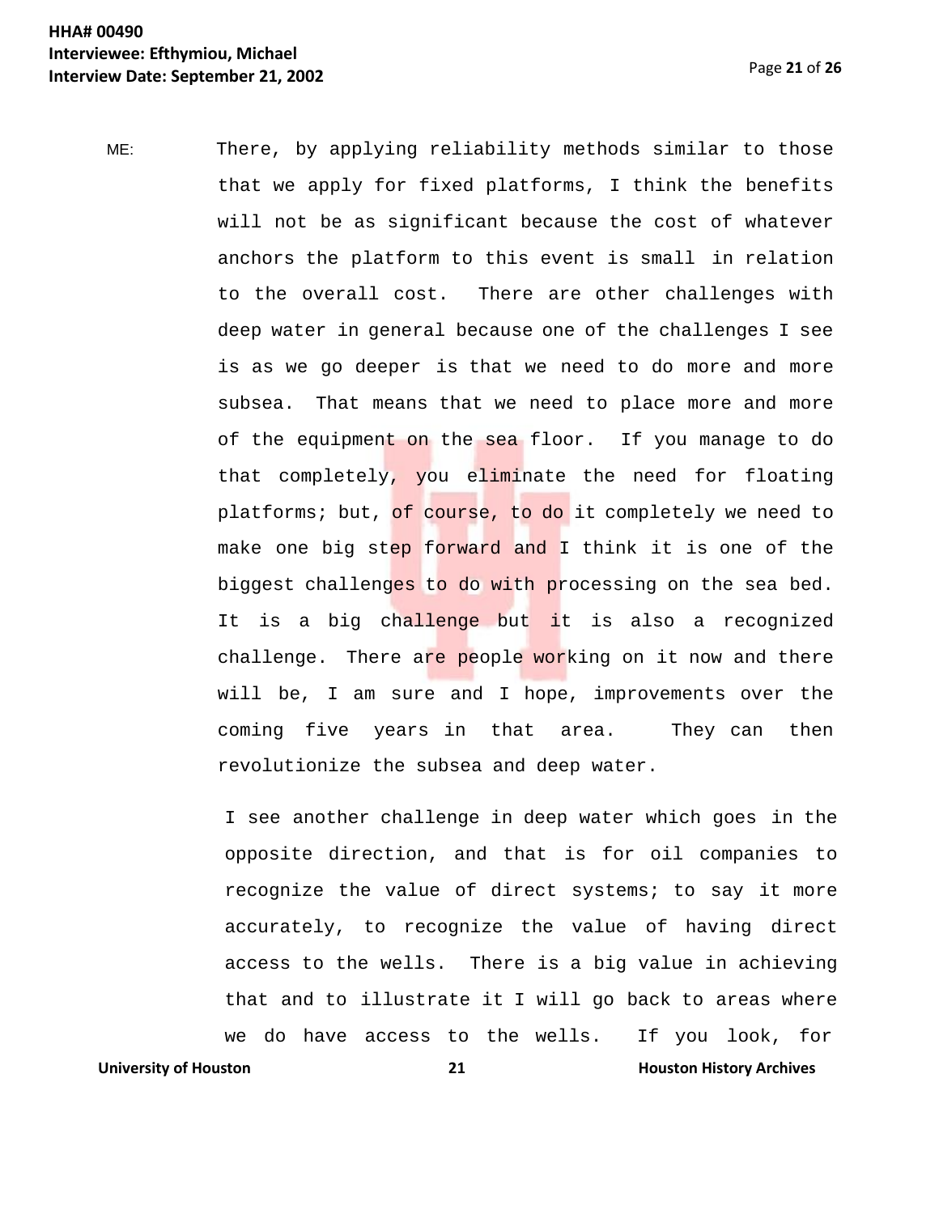ME: There, by applying reliability methods similar to those that we apply for fixed platforms, I think the benefits will not be as significant because the cost of whatever anchors the platform to this event is small in relation to the overall cost. There are other challenges with deep water in general because one of the challenges I see is as we go deeper is that we need to do more and more subsea. That means that we need to place more and more of the equipment on the sea floor. If you manage to do that completely, you eliminate the need for floating platforms; but, of course, to do it completely we need to make one big step forward and I think it is one of the biggest challenges to do with processing on the sea bed. It is a big challenge but it is also a recognized challenge. There are people working on it now and there will be, I am sure and I hope, improvements over the coming five years in that area. They can then revolutionize the subsea and deep water.

I see another challenge in deep water which goes in the opposite direction, and that is for oil companies to recognize the value of direct systems; to say it more accurately, to recognize the value of having direct access to the wells. There is a big value in achieving that and to illustrate it I will go back to areas where we do have access to the wells. If you look, for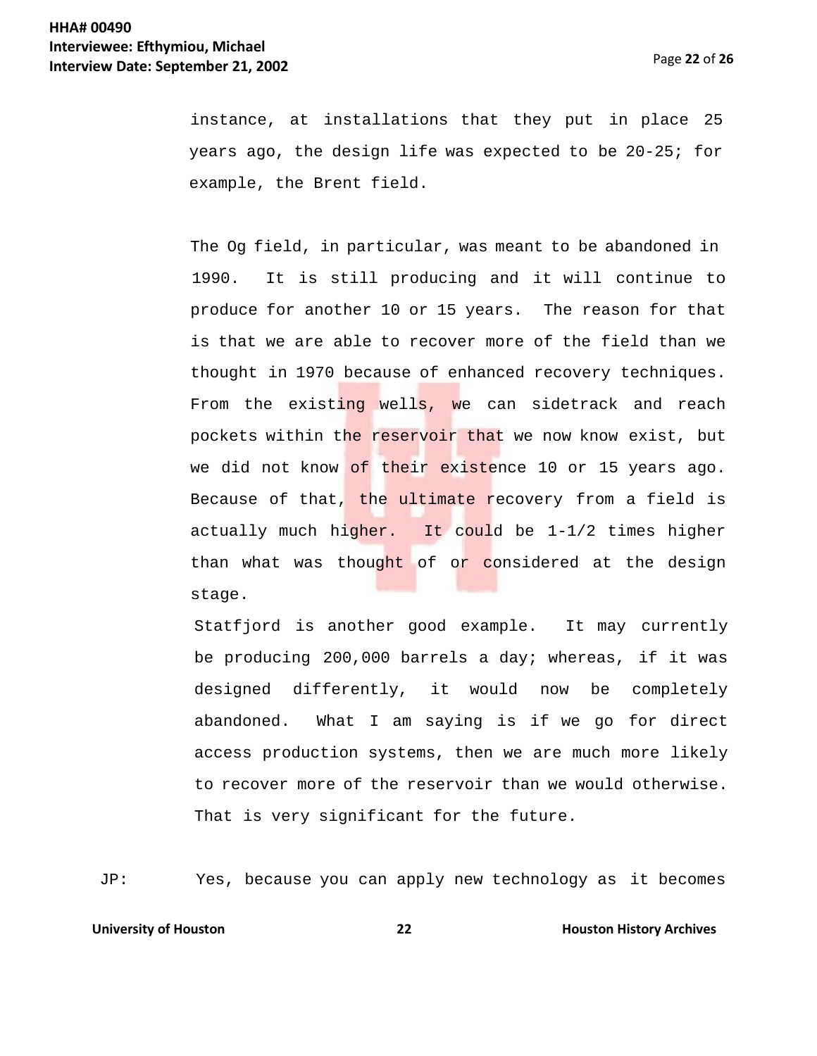instance, at installations that they put in place 25 years ago, the design life was expected to be 20-25; for example, the Brent field.

The Og field, in particular, was meant to be abandoned in 1990. It is still producing and it will continue to produce for another 10 or 15 years. The reason for that is that we are able to recover more of the field than we thought in 1970 because of enhanced recovery techniques. From the existing wells, we can sidetrack and reach pockets within the reservoir that we now know exist, but we did not know of their existence 10 or 15 years ago. Because of that, the ultimate recovery from a field is actually much higher. It could be 1-1/2 times higher than what was thought of or considered at the design stage.

Statfjord is another good example. It may currently be producing 200,000 barrels a day; whereas, if it was designed differently, it would now be completely abandoned. What I am saying is if we go for direct access production systems, then we are much more likely to recover more of the reservoir than we would otherwise. That is very significant for the future.

JP: Yes, because you can apply new technology as it becomes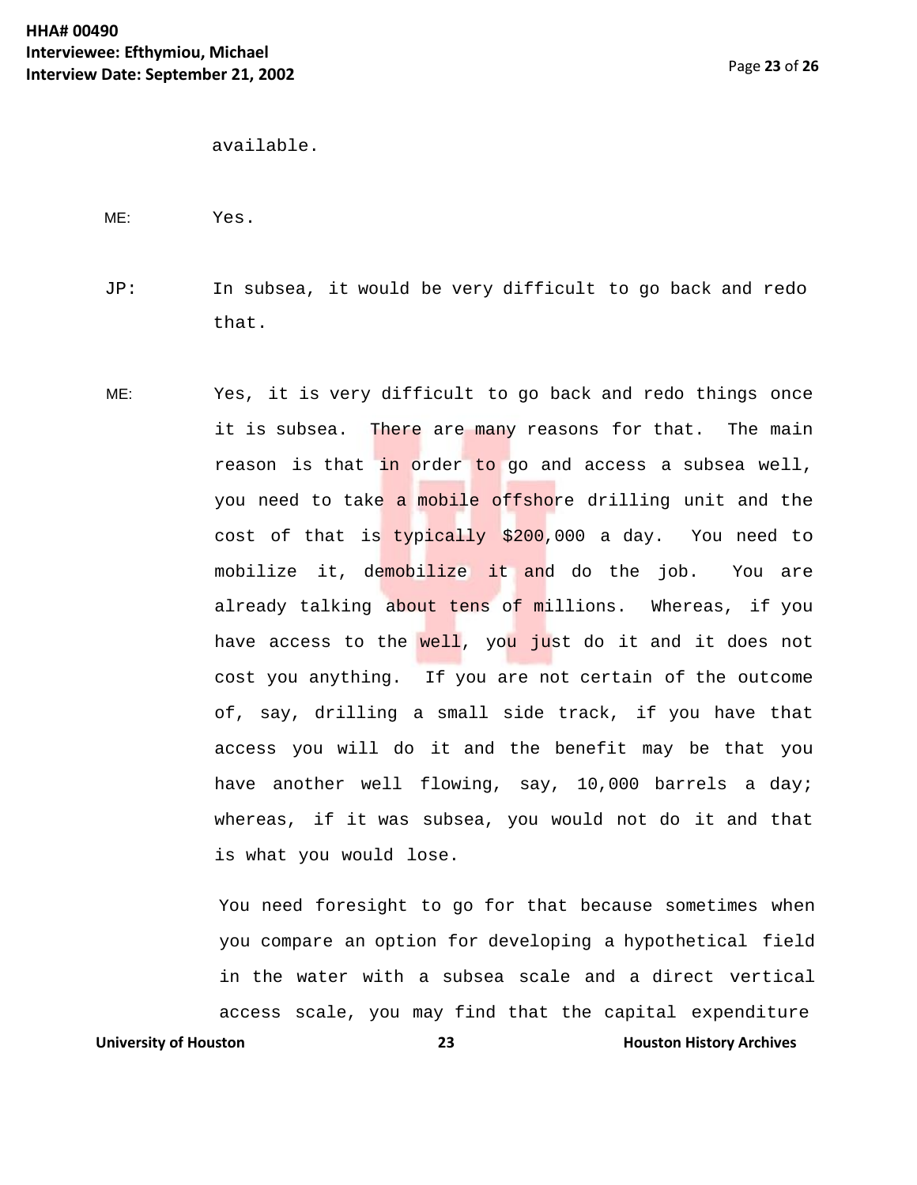available.

ME: Yes.

JP: In subsea, it would be very difficult to go back and redo that.

ME: Yes, it is very difficult to go back and redo things once it is subsea. There are many reasons for that. The main reason is that in order to go and access a subsea well, you need to take a mobile offshore drilling unit and the cost of that is typically $200,000 a day. You need to mobilize it, demobilize it and do the job. You are already talking about tens of millions. Whereas, if you have access to the well, you just do it and it does not cost you anything. If you are not certain of the outcome of, say, drilling a small side track, if you have that access you will do it and the benefit may be that you have another well flowing, say, 10,000 barrels a day; whereas, if it was subsea, you would not do it and that is what you would lose.

You need foresight to go for that because sometimes when you compare an option for developing a hypothetical field in the water with a subsea scale and a direct vertical access scale, you may find that the capital expenditure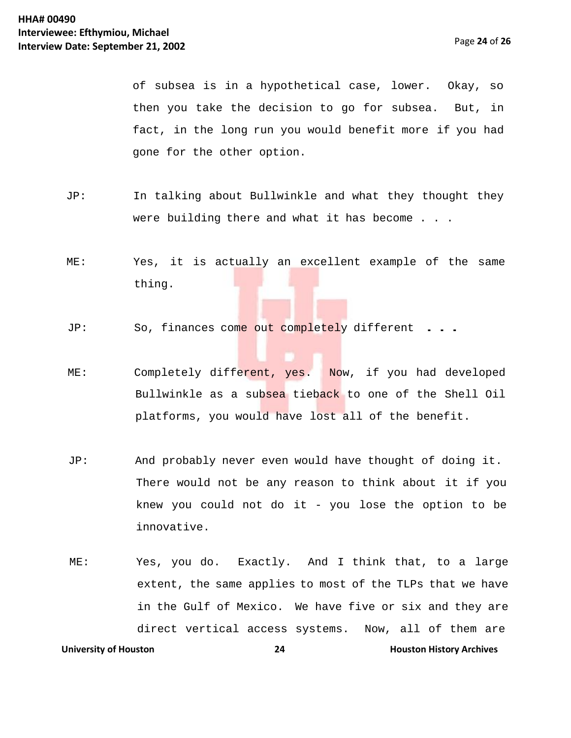of subsea is in a hypothetical case, lower. Okay, so then you take the decision to go for subsea. But, in fact, in the long run you would benefit more if you had gone for the other option.

JP: In talking about Bullwinkle and what they thought they were building there and what it has become . . .

ME: Yes, it is actually an excellent example of the same thing.

JP: So, finances come out completely different . . .

ME: Completely different, yes. Now, if you had developed Bullwinkle as a subsea tieback to one of the Shell Oil platforms, you would have lost all of the benefit.

JP: And probably never even would have thought of doing it. There would not be any reason to think about it if you knew you could not do it - you lose the option to be innovative.

ME: Yes, you do. Exactly. And I think that, to a large extent, the same applies to most of the TLPs that we have in the Gulf of Mexico. We have five or six and they are direct vertical access systems. Now, all of them are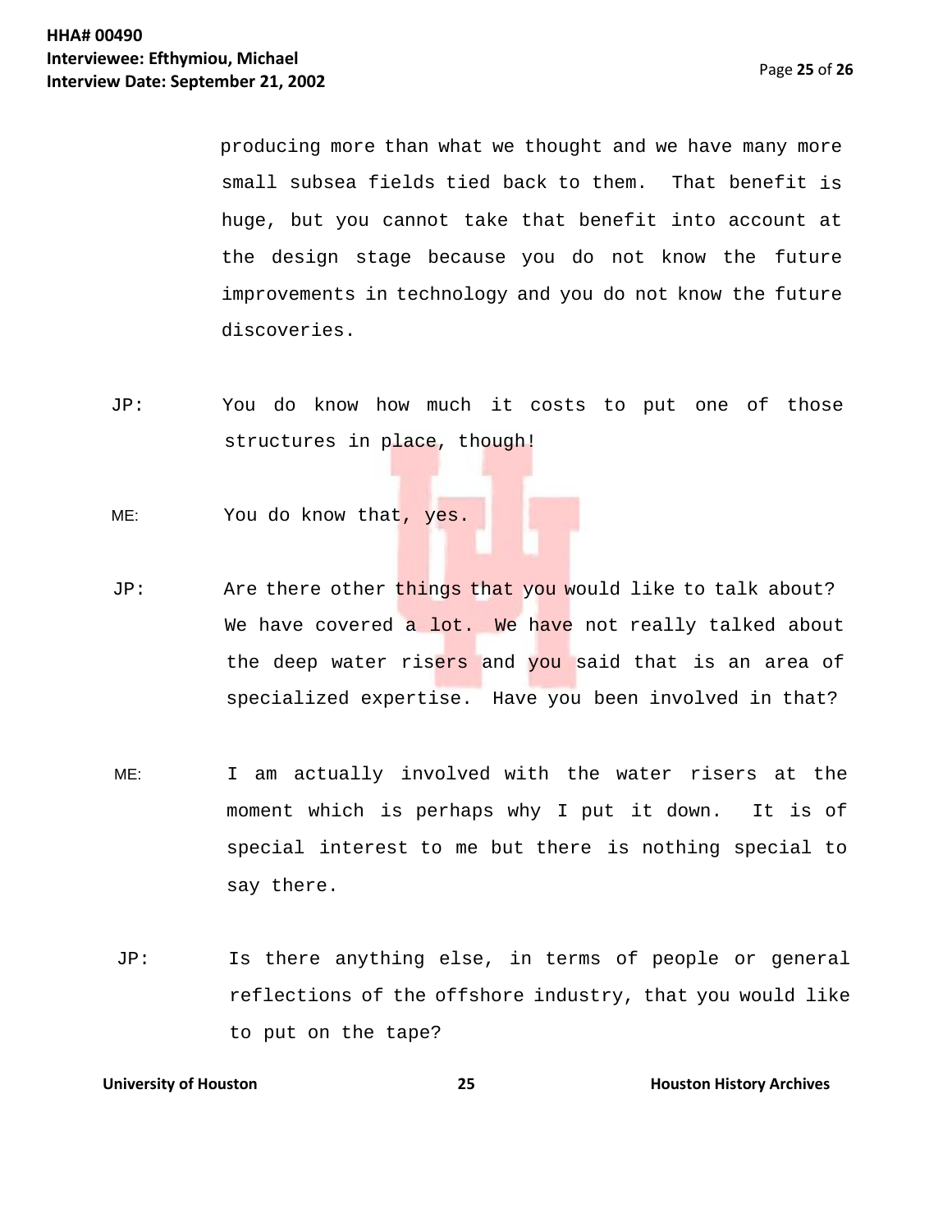producing more than what we thought and we have many more small subsea fields tied back to them. That benefit is huge, but you cannot take that benefit into account at the design stage because you do not know the future improvements in technology and you do not know the future discoveries.

JP: You do know how much it costs to put one of those structures in place, though!

ME: You do know that, yes.

JP: Are there other things that you would like to talk about? We have covered a lot. We have not really talked about the deep water risers and you said that is an area of specialized expertise. Have you been involved in that?

ME: I am actually involved with the water risers at the moment which is perhaps why I put it down. It is of special interest to me but there is nothing special to say there.

JP: Is there anything else, in terms of people or general reflections of the offshore industry, that you would like to put on the tape?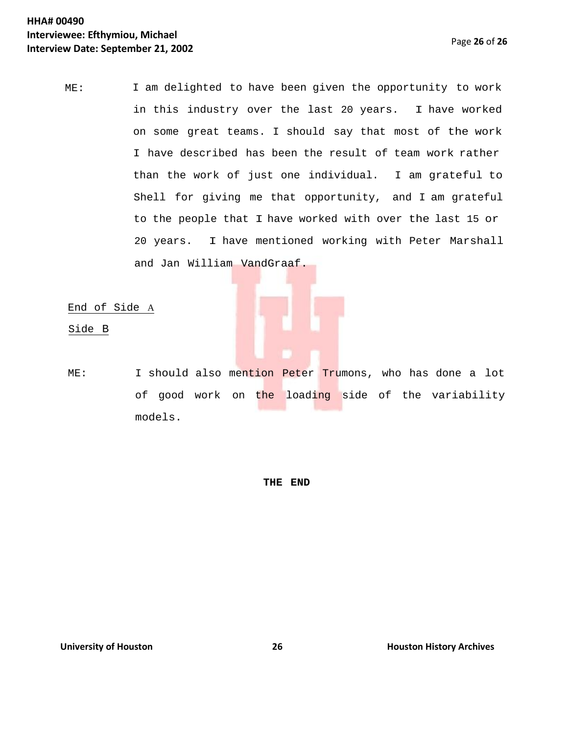ME: I am delighted to have been given the opportunity to work in this industry over the last 20 years. I have worked on some great teams. I should say that most of the work I have described has been the result of team work rather than the work of just one individual. I am grateful to Shell for giving me that opportunity, and I am grateful to the people that I have worked with over the last 15 or 20 years. I have mentioned working with Peter Marshall and Jan William VandGraaf.

End of Side A

Side B

ME: I should also mention Peter Trumons, who has done a lot of good work on the loading side of the variability models.

**THE END**